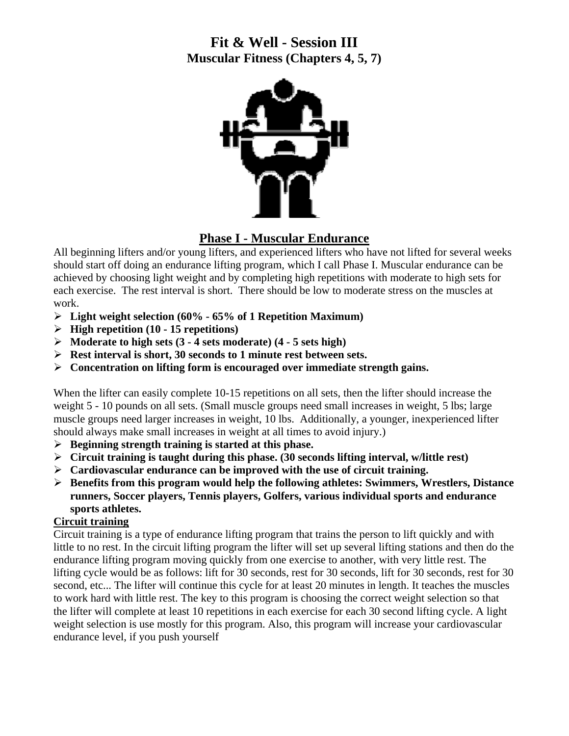# Fit & Well - Session III

## Muscular Fitness (Chapters 4, 5, 7)

## Phase I - Muscular Endurance

All beginning lifters and/or young lifters, and experienced lifters who have not lifted for several weeks should start off doing an endurance lifting program, which I call Phase I. Muscular endurance can be achieved by choosing light weight and by completing high repetitions with moderate to high sets for each exercise. The rest interval is short. There should be low to moderate stress on the muscles at work.

- **Light weight selection (60% - 65% of 1 Repetition Maximum)**
- **High repetition (10 - 15 repetitions)**
- **Moderate to high sets (3 - 4 sets moderate) (4 - 5 sets high)**
- **Rest interval is short, 30 seconds to 1 minute rest between sets.**
- **Concentration on lifting form is encouraged over immediate strength gains.**

When the lifter can easily complete 10-15 repetitions on all sets, then the lifter should increase the weight 5 - 10 pounds on all sets. (Small muscle groups need small increases in weight, 5 lbs; large muscle groups need larger increases in weight, 10 lbs. Additionally, a younger, inexperienced lifter should always make small increases in weight at all times to avoid injury.)

- **Beginning strength training is started at this phase.**
- **Circuit training is taught during this phase. (30 seconds lifting interval, w/little rest)**
- **Cardiovascular endurance can be improved with the use of circuit training.**
- **Benefits from this program would help the following athletes: Swimmers, Wrestlers, Distance runners, Soccer players, Tennis players, Golfers, various individual sports and endurance sports athletes.**

**<u>Circuit training</u>**

Circuit training is a type of endurance lifting program that trains the person to lift quickly and with little to no rest. In the circuit lifting program the lifter will set up several lifting stations and then do the endurance lifting program moving quickly from one exercise to another, with very little rest. The lifting cycle would be as follows: lift for 30 seconds, rest for 30 seconds, lift for 30 seconds, rest for 30 second, etc... The lifter will continue this cycle for at least 20 minutes in length. It teaches the muscles to work hard with little rest. The key to this program is choosing the correct weight selection so that the lifter will complete at least 10 repetitions in each exercise for each 30 second lifting cycle. A light weight selection is use mostly for this program. Also, this program will increase your cardiovascular endurance level, if you push yourself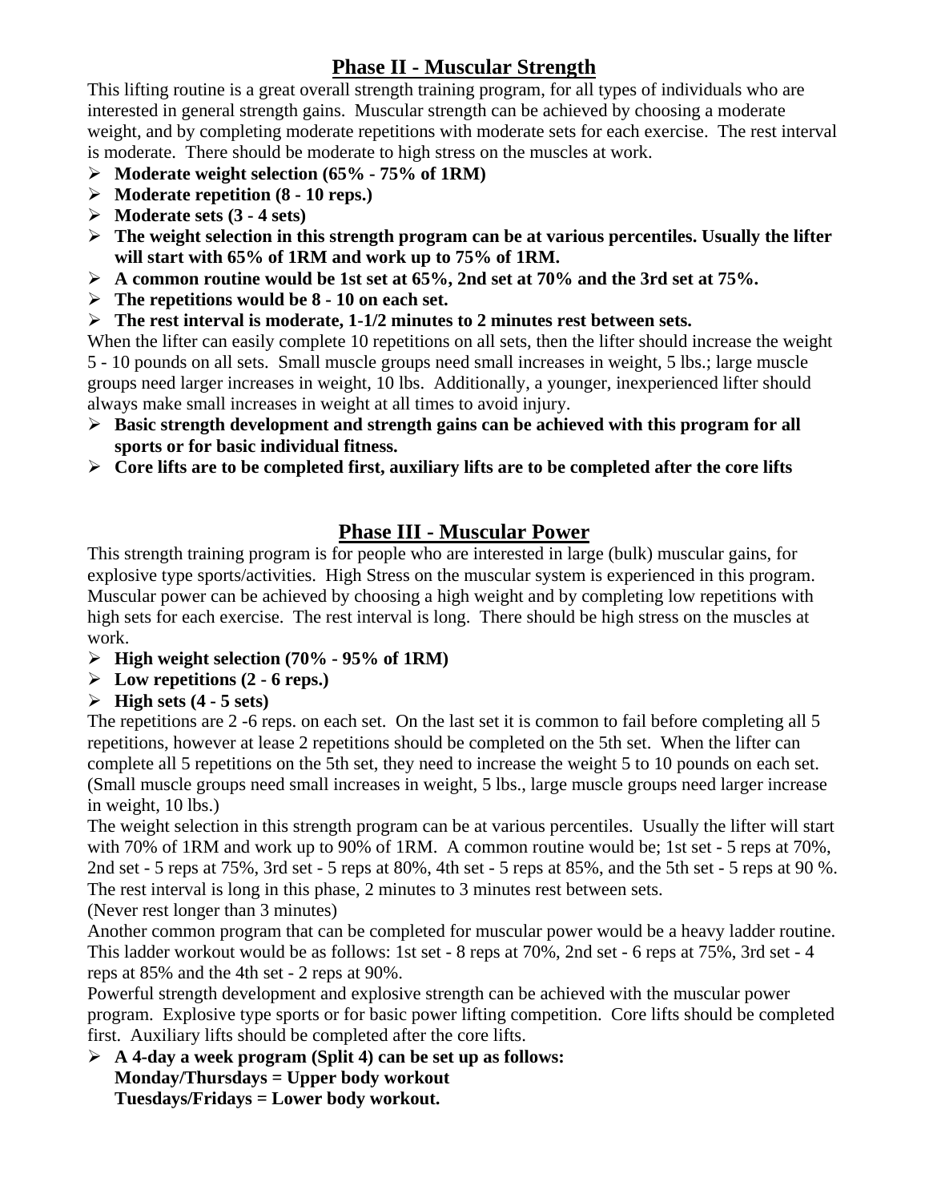## Phase II - Muscular Strength

This lifting routine is a great overall strength training program, for all types of individuals who are interested in general strength gains. Muscular strength can be achieved by choosing a moderate weight, and by completing moderate repetitions with moderate sets for each exercise. The rest interval is moderate. There should be moderate to high stress on the muscles at work.

- **Moderate weight selection (65% - 75% of 1RM)**
- **Moderate repetition (8 - 10 reps.)**
- **Moderate sets (3 - 4 sets)**
- **The weight selection in this strength program can be at various percentiles. Usually the lifter will start with 65% of 1RM and work up to 75% of 1RM.**
- **A common routine would be 1st set at 65%, 2nd set at 70% and the 3rd set at 75%.**
- **The repetitions would be 8 - 10 on each set.**
- **The rest interval is moderate, 1-1/2 minutes to 2 minutes rest between sets.**

When the lifter can easily complete 10 repetitions on all sets, then the lifter should increase the weight 5 - 10 pounds on all sets. Small muscle groups need small increases in weight, 5 lbs.; large muscle groups need larger increases in weight, 10 lbs. Additionally, a younger, inexperienced lifter should always make small increases in weight at all times to avoid injury.

- **Basic strength development and strength gains can be achieved with this program for all sports or for basic individual fitness.**
- **Core lifts are to be completed first, auxiliary lifts are to be completed after the core lifts**

## Phase III - Muscular Power

This strength training program is for people who are interested in large (bulk) muscular gains, for explosive type sports/activities. High Stress on the muscular system is experienced in this program. Muscular power can be achieved by choosing a high weight and by completing low repetitions with high sets for each exercise. The rest interval is long. There should be high stress on the muscles at work.

- **High weight selection (70% - 95% of 1RM)**
- **Low repetitions (2 - 6 reps.)**
- **High sets (4 - 5 sets)**

The repetitions are 2 -6 reps. on each set. On the last set it is common to fail before completing all 5 repetitions, however at lease 2 repetitions should be completed on the 5th set. When the lifter can complete all 5 repetitions on the 5th set, they need to increase the weight 5 to 10 pounds on each set. (Small muscle groups need small increases in weight, 5 lbs., large muscle groups need larger increase in weight, 10 lbs.)

The weight selection in this strength program can be at various percentiles. Usually the lifter will start with 70% of 1RM and work up to 90% of 1RM. A common routine would be; 1st set - 5 reps at 70%, 2nd set - 5 reps at 75%, 3rd set - 5 reps at 80%, 4th set - 5 reps at 85%, and the 5th set - 5 reps at 90 %. The rest interval is long in this phase, 2 minutes to 3 minutes rest between sets.

(Never rest longer than 3 minutes)

Another common program that can be completed for muscular power would be a heavy ladder routine. This ladder workout would be as follows: 1st set - 8 reps at 70%, 2nd set - 6 reps at 75%, 3rd set - 4 reps at 85% and the 4th set - 2 reps at 90%.

Powerful strength development and explosive strength can be achieved with the muscular power program. Explosive type sports or for basic power lifting competition. Core lifts should be completed first. Auxiliary lifts should be completed after the core lifts.

- **A 4-day a week program (Split 4) can be set up as follows:**
  **Monday/Thursdays = Upper body workout**
  **Tuesdays/Fridays = Lower body workout.**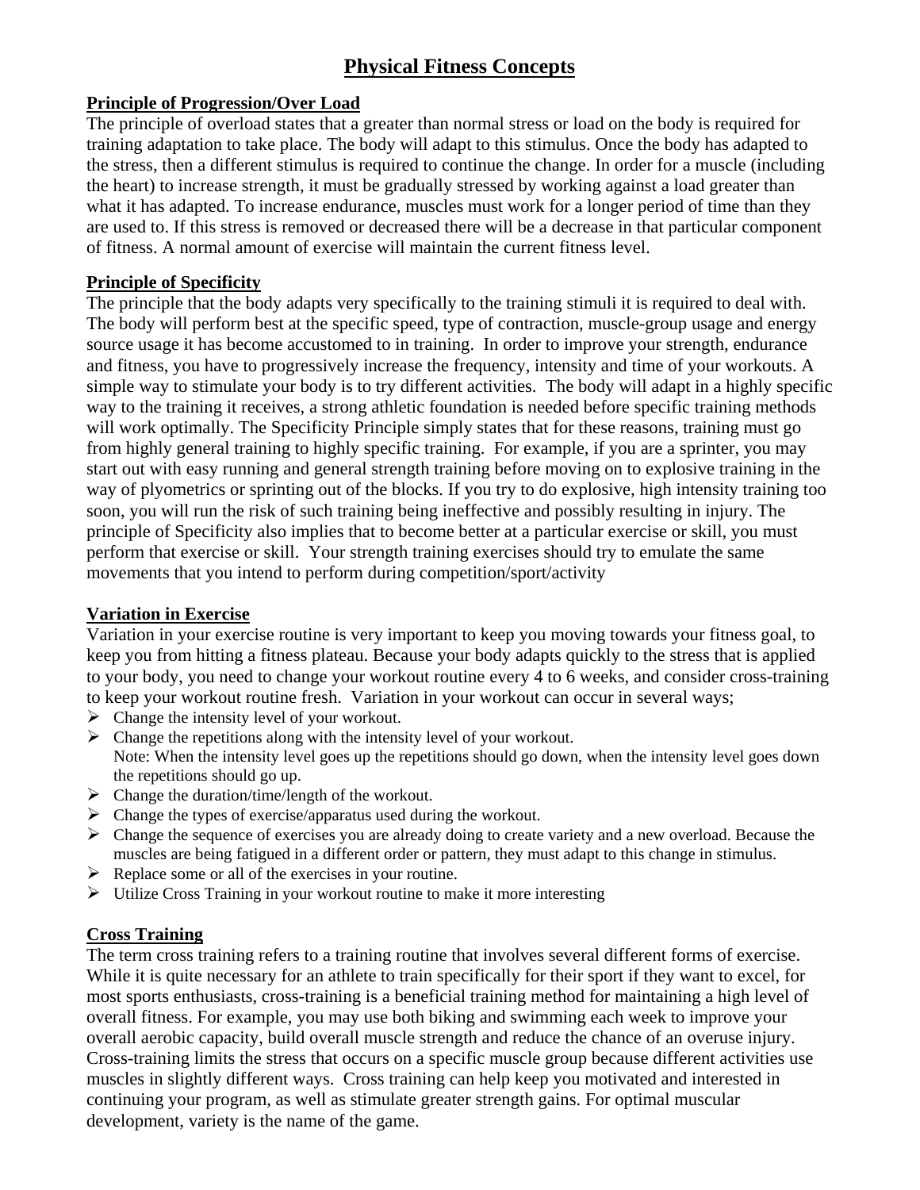# Physical Fitness Concepts

## Principle of Progression/Over Load

The principle of overload states that a greater than normal stress or load on the body is required for training adaptation to take place. The body will adapt to this stimulus. Once the body has adapted to the stress, then a different stimulus is required to continue the change. In order for a muscle (including the heart) to increase strength, it must be gradually stressed by working against a load greater than what it has adapted. To increase endurance, muscles must work for a longer period of time than they are used to. If this stress is removed or decreased there will be a decrease in that particular component of fitness. A normal amount of exercise will maintain the current fitness level.

## Principle of Specificity

The principle that the body adapts very specifically to the training stimuli it is required to deal with. The body will perform best at the specific speed, type of contraction, muscle-group usage and energy source usage it has become accustomed to in training. In order to improve your strength, endurance and fitness, you have to progressively increase the frequency, intensity and time of your workouts. A simple way to stimulate your body is to try different activities. The body will adapt in a highly specific way to the training it receives, a strong athletic foundation is needed before specific training methods will work optimally. The Specificity Principle simply states that for these reasons, training must go from highly general training to highly specific training. For example, if you are a sprinter, you may start out with easy running and general strength training before moving on to explosive training in the way of plyometrics or sprinting out of the blocks. If you try to do explosive, high intensity training too soon, you will run the risk of such training being ineffective and possibly resulting in injury. The principle of Specificity also implies that to become better at a particular exercise or skill, you must perform that exercise or skill. Your strength training exercises should try to emulate the same movements that you intend to perform during competition/sport/activity

## Variation in Exercise

Variation in your exercise routine is very important to keep you moving towards your fitness goal, to keep you from hitting a fitness plateau. Because your body adapts quickly to the stress that is applied to your body, you need to change your workout routine every 4 to 6 weeks, and consider cross-training to keep your workout routine fresh. Variation in your workout can occur in several ways;

- Change the intensity level of your workout.
- Change the repetitions along with the intensity level of your workout.
  Note: When the intensity level goes up the repetitions should go down, when the intensity level goes down the repetitions should go up.
- Change the duration/time/length of the workout.
- Change the types of exercise/apparatus used during the workout.
- Change the sequence of exercises you are already doing to create variety and a new overload. Because the muscles are being fatigued in a different order or pattern, they must adapt to this change in stimulus.
- Replace some or all of the exercises in your routine.
- Utilize Cross Training in your workout routine to make it more interesting

## Cross Training

The term cross training refers to a training routine that involves several different forms of exercise. While it is quite necessary for an athlete to train specifically for their sport if they want to excel, for most sports enthusiasts, cross-training is a beneficial training method for maintaining a high level of overall fitness. For example, you may use both biking and swimming each week to improve your overall aerobic capacity, build overall muscle strength and reduce the chance of an overuse injury. Cross-training limits the stress that occurs on a specific muscle group because different activities use muscles in slightly different ways. Cross training can help keep you motivated and interested in continuing your program, as well as stimulate greater strength gains. For optimal muscular development, variety is the name of the game.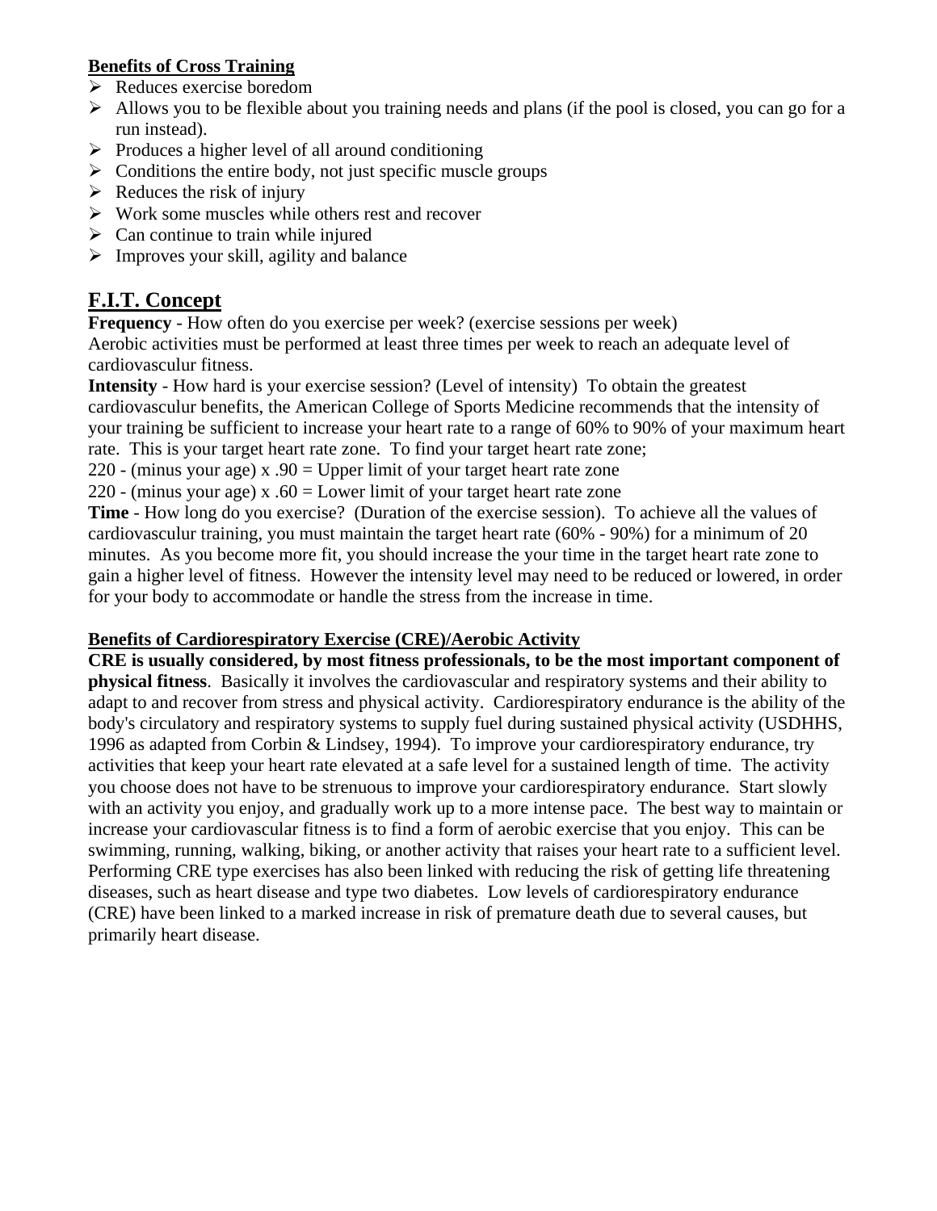**Benefits of Cross Training**

- Reduces exercise boredom
- Allows you to be flexible about you training needs and plans (if the pool is closed, you can go for a run instead).
- Produces a higher level of all around conditioning
- Conditions the entire body, not just specific muscle groups
- Reduces the risk of injury
- Work some muscles while others rest and recover
- Can continue to train while injured
- Improves your skill, agility and balance

## F.I.T. Concept

**Frequency** - How often do you exercise per week? (exercise sessions per week)
Aerobic activities must be performed at least three times per week to reach an adequate level of cardiovasculur fitness.

**Intensity** - How hard is your exercise session? (Level of intensity) To obtain the greatest cardiovasculur benefits, the American College of Sports Medicine recommends that the intensity of your training be sufficient to increase your heart rate to a range of 60% to 90% of your maximum heart rate. This is your target heart rate zone. To find your target heart rate zone;

220 - (minus your age) x .90 = Upper limit of your target heart rate zone

220 - (minus your age) x .60 = Lower limit of your target heart rate zone

**Time** - How long do you exercise? (Duration of the exercise session). To achieve all the values of cardiovasculur training, you must maintain the target heart rate (60% - 90%) for a minimum of 20 minutes. As you become more fit, you should increase the your time in the target heart rate zone to gain a higher level of fitness. However the intensity level may need to be reduced or lowered, in order for your body to accommodate or handle the stress from the increase in time.

**Benefits of Cardiorespiratory Exercise (CRE)/Aerobic Activity**

**CRE is usually considered, by most fitness professionals, to be the most important component of physical fitness**. Basically it involves the cardiovascular and respiratory systems and their ability to adapt to and recover from stress and physical activity. Cardiorespiratory endurance is the ability of the body's circulatory and respiratory systems to supply fuel during sustained physical activity (USDHHS, 1996 as adapted from Corbin & Lindsey, 1994). To improve your cardiorespiratory endurance, try activities that keep your heart rate elevated at a safe level for a sustained length of time. The activity you choose does not have to be strenuous to improve your cardiorespiratory endurance. Start slowly with an activity you enjoy, and gradually work up to a more intense pace. The best way to maintain or increase your cardiovascular fitness is to find a form of aerobic exercise that you enjoy. This can be swimming, running, walking, biking, or another activity that raises your heart rate to a sufficient level. Performing CRE type exercises has also been linked with reducing the risk of getting life threatening diseases, such as heart disease and type two diabetes. Low levels of cardiorespiratory endurance (CRE) have been linked to a marked increase in risk of premature death due to several causes, but primarily heart disease.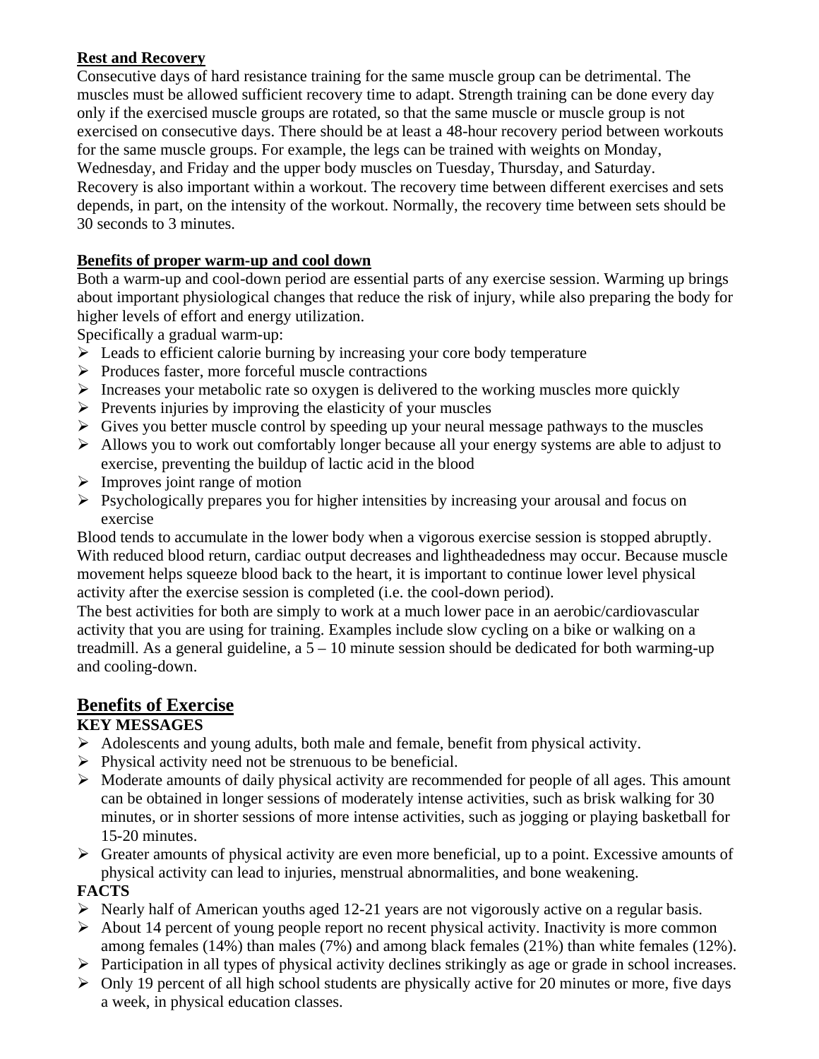### Rest and Recovery

Consecutive days of hard resistance training for the same muscle group can be detrimental. The muscles must be allowed sufficient recovery time to adapt. Strength training can be done every day only if the exercised muscle groups are rotated, so that the same muscle or muscle group is not exercised on consecutive days. There should be at least a 48-hour recovery period between workouts for the same muscle groups. For example, the legs can be trained with weights on Monday, Wednesday, and Friday and the upper body muscles on Tuesday, Thursday, and Saturday. Recovery is also important within a workout. The recovery time between different exercises and sets depends, in part, on the intensity of the workout. Normally, the recovery time between sets should be 30 seconds to 3 minutes.

### Benefits of proper warm-up and cool down

Both a warm-up and cool-down period are essential parts of any exercise session. Warming up brings about important physiological changes that reduce the risk of injury, while also preparing the body for higher levels of effort and energy utilization.

Specifically a gradual warm-up:

- Leads to efficient calorie burning by increasing your core body temperature
- Produces faster, more forceful muscle contractions
- Increases your metabolic rate so oxygen is delivered to the working muscles more quickly
- Prevents injuries by improving the elasticity of your muscles
- Gives you better muscle control by speeding up your neural message pathways to the muscles
- Allows you to work out comfortably longer because all your energy systems are able to adjust to exercise, preventing the buildup of lactic acid in the blood
- Improves joint range of motion
- Psychologically prepares you for higher intensities by increasing your arousal and focus on exercise

Blood tends to accumulate in the lower body when a vigorous exercise session is stopped abruptly. With reduced blood return, cardiac output decreases and lightheadedness may occur. Because muscle movement helps squeeze blood back to the heart, it is important to continue lower level physical activity after the exercise session is completed (i.e. the cool-down period).

The best activities for both are simply to work at a much lower pace in an aerobic/cardiovascular activity that you are using for training. Examples include slow cycling on a bike or walking on a treadmill. As a general guideline, a 5 – 10 minute session should be dedicated for both warming-up and cooling-down.

## Benefits of Exercise

**KEY MESSAGES**

- Adolescents and young adults, both male and female, benefit from physical activity.
- Physical activity need not be strenuous to be beneficial.
- Moderate amounts of daily physical activity are recommended for people of all ages. This amount can be obtained in longer sessions of moderately intense activities, such as brisk walking for 30 minutes, or in shorter sessions of more intense activities, such as jogging or playing basketball for 15-20 minutes.
- Greater amounts of physical activity are even more beneficial, up to a point. Excessive amounts of physical activity can lead to injuries, menstrual abnormalities, and bone weakening.

**FACTS**

- Nearly half of American youths aged 12-21 years are not vigorously active on a regular basis.
- About 14 percent of young people report no recent physical activity. Inactivity is more common among females (14%) than males (7%) and among black females (21%) than white females (12%).
- Participation in all types of physical activity declines strikingly as age or grade in school increases.
- Only 19 percent of all high school students are physically active for 20 minutes or more, five days a week, in physical education classes.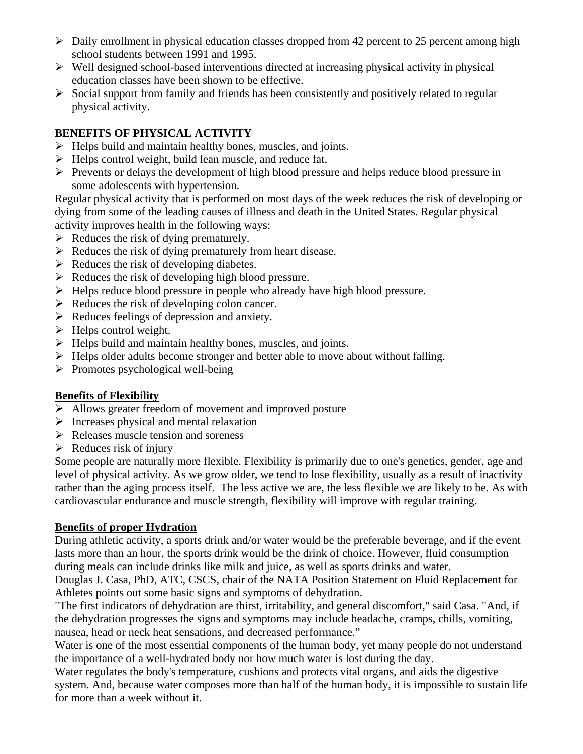- Daily enrollment in physical education classes dropped from 42 percent to 25 percent among high school students between 1991 and 1995.
- Well designed school-based interventions directed at increasing physical activity in physical education classes have been shown to be effective.
- Social support from family and friends has been consistently and positively related to regular physical activity.

## BENEFITS OF PHYSICAL ACTIVITY

- Helps build and maintain healthy bones, muscles, and joints.
- Helps control weight, build lean muscle, and reduce fat.
- Prevents or delays the development of high blood pressure and helps reduce blood pressure in some adolescents with hypertension.

Regular physical activity that is performed on most days of the week reduces the risk of developing or dying from some of the leading causes of illness and death in the United States. Regular physical activity improves health in the following ways:

- Reduces the risk of dying prematurely.
- Reduces the risk of dying prematurely from heart disease.
- Reduces the risk of developing diabetes.
- Reduces the risk of developing high blood pressure.
- Helps reduce blood pressure in people who already have high blood pressure.
- Reduces the risk of developing colon cancer.
- Reduces feelings of depression and anxiety.
- Helps control weight.
- Helps build and maintain healthy bones, muscles, and joints.
- Helps older adults become stronger and better able to move about without falling.
- Promotes psychological well-being

### Benefits of Flexibility

- Allows greater freedom of movement and improved posture
- Increases physical and mental relaxation
- Releases muscle tension and soreness
- Reduces risk of injury

Some people are naturally more flexible. Flexibility is primarily due to one's genetics, gender, age and level of physical activity. As we grow older, we tend to lose flexibility, usually as a result of inactivity rather than the aging process itself. The less active we are, the less flexible we are likely to be. As with cardiovascular endurance and muscle strength, flexibility will improve with regular training.

### Benefits of proper Hydration

During athletic activity, a sports drink and/or water would be the preferable beverage, and if the event lasts more than an hour, the sports drink would be the drink of choice. However, fluid consumption during meals can include drinks like milk and juice, as well as sports drinks and water.

Douglas J. Casa, PhD, ATC, CSCS, chair of the NATA Position Statement on Fluid Replacement for Athletes points out some basic signs and symptoms of dehydration.

"The first indicators of dehydration are thirst, irritability, and general discomfort," said Casa. "And, if the dehydration progresses the signs and symptoms may include headache, cramps, chills, vomiting, nausea, head or neck heat sensations, and decreased performance."

Water is one of the most essential components of the human body, yet many people do not understand the importance of a well-hydrated body nor how much water is lost during the day.

Water regulates the body's temperature, cushions and protects vital organs, and aids the digestive system. And, because water composes more than half of the human body, it is impossible to sustain life for more than a week without it.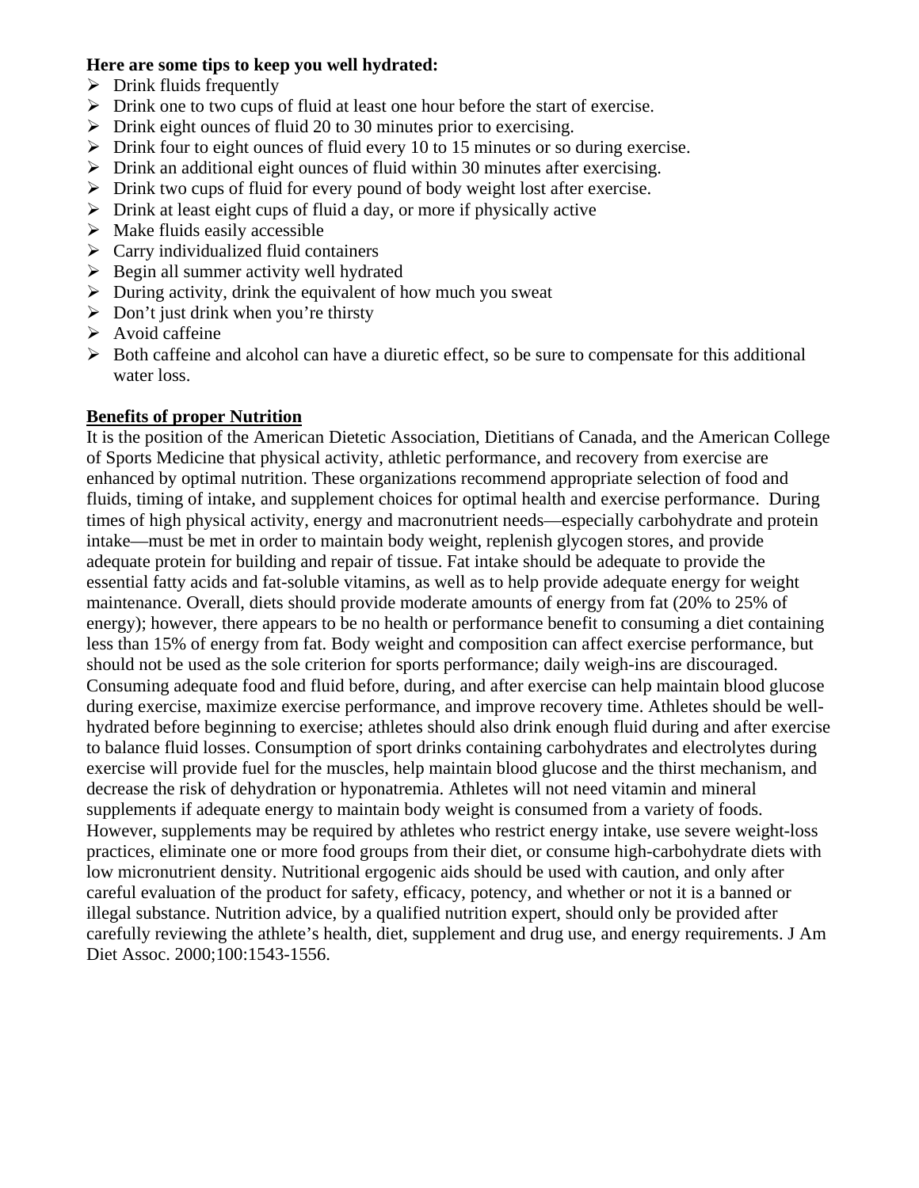**Here are some tips to keep you well hydrated:**

- Drink fluids frequently
- Drink one to two cups of fluid at least one hour before the start of exercise.
- Drink eight ounces of fluid 20 to 30 minutes prior to exercising.
- Drink four to eight ounces of fluid every 10 to 15 minutes or so during exercise.
- Drink an additional eight ounces of fluid within 30 minutes after exercising.
- Drink two cups of fluid for every pound of body weight lost after exercise.
- Drink at least eight cups of fluid a day, or more if physically active
- Make fluids easily accessible
- Carry individualized fluid containers
- Begin all summer activity well hydrated
- During activity, drink the equivalent of how much you sweat
- Don't just drink when you're thirsty
- Avoid caffeine
- Both caffeine and alcohol can have a diuretic effect, so be sure to compensate for this additional water loss.

**Benefits of proper Nutrition**

It is the position of the American Dietetic Association, Dietitians of Canada, and the American College of Sports Medicine that physical activity, athletic performance, and recovery from exercise are enhanced by optimal nutrition. These organizations recommend appropriate selection of food and fluids, timing of intake, and supplement choices for optimal health and exercise performance. During times of high physical activity, energy and macronutrient needs—especially carbohydrate and protein intake—must be met in order to maintain body weight, replenish glycogen stores, and provide adequate protein for building and repair of tissue. Fat intake should be adequate to provide the essential fatty acids and fat-soluble vitamins, as well as to help provide adequate energy for weight maintenance. Overall, diets should provide moderate amounts of energy from fat (20% to 25% of energy); however, there appears to be no health or performance benefit to consuming a diet containing less than 15% of energy from fat. Body weight and composition can affect exercise performance, but should not be used as the sole criterion for sports performance; daily weigh-ins are discouraged. Consuming adequate food and fluid before, during, and after exercise can help maintain blood glucose during exercise, maximize exercise performance, and improve recovery time. Athletes should be well-hydrated before beginning to exercise; athletes should also drink enough fluid during and after exercise to balance fluid losses. Consumption of sport drinks containing carbohydrates and electrolytes during exercise will provide fuel for the muscles, help maintain blood glucose and the thirst mechanism, and decrease the risk of dehydration or hyponatremia. Athletes will not need vitamin and mineral supplements if adequate energy to maintain body weight is consumed from a variety of foods. However, supplements may be required by athletes who restrict energy intake, use severe weight-loss practices, eliminate one or more food groups from their diet, or consume high-carbohydrate diets with low micronutrient density. Nutritional ergogenic aids should be used with caution, and only after careful evaluation of the product for safety, efficacy, potency, and whether or not it is a banned or illegal substance. Nutrition advice, by a qualified nutrition expert, should only be provided after carefully reviewing the athlete's health, diet, supplement and drug use, and energy requirements. J Am Diet Assoc. 2000;100:1543-1556.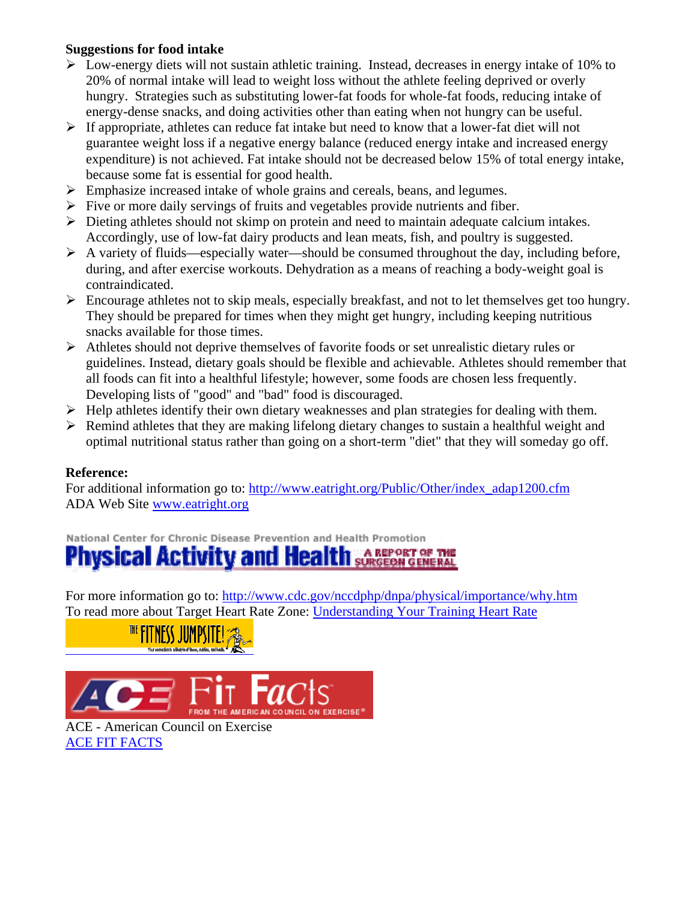**Suggestions for food intake**

- Low-energy diets will not sustain athletic training. Instead, decreases in energy intake of 10% to 20% of normal intake will lead to weight loss without the athlete feeling deprived or overly hungry. Strategies such as substituting lower-fat foods for whole-fat foods, reducing intake of energy-dense snacks, and doing activities other than eating when not hungry can be useful.
- If appropriate, athletes can reduce fat intake but need to know that a lower-fat diet will not guarantee weight loss if a negative energy balance (reduced energy intake and increased energy expenditure) is not achieved. Fat intake should not be decreased below 15% of total energy intake, because some fat is essential for good health.
- Emphasize increased intake of whole grains and cereals, beans, and legumes.
- Five or more daily servings of fruits and vegetables provide nutrients and fiber.
- Dieting athletes should not skimp on protein and need to maintain adequate calcium intakes. Accordingly, use of low-fat dairy products and lean meats, fish, and poultry is suggested.
- A variety of fluids—especially water—should be consumed throughout the day, including before, during, and after exercise workouts. Dehydration as a means of reaching a body-weight goal is contraindicated.
- Encourage athletes not to skip meals, especially breakfast, and not to let themselves get too hungry. They should be prepared for times when they might get hungry, including keeping nutritious snacks available for those times.
- Athletes should not deprive themselves of favorite foods or set unrealistic dietary rules or guidelines. Instead, dietary goals should be flexible and achievable. Athletes should remember that all foods can fit into a healthful lifestyle; however, some foods are chosen less frequently. Developing lists of "good" and "bad" food is discouraged.
- Help athletes identify their own dietary weaknesses and plan strategies for dealing with them.
- Remind athletes that they are making lifelong dietary changes to sustain a healthful weight and optimal nutritional status rather than going on a short-term "diet" that they will someday go off.

**Reference:**

For additional information go to: http://www.eatright.org/Public/Other/index_adap1200.cfm
ADA Web Site www.eatright.org

National Center for Chronic Disease Prevention and Health Promotion
Physical Activity and Health A REPORT OF THE SURGEON GENERAL

For more information go to: http://www.cdc.gov/nccdphp/dnpa/physical/importance/why.htm
To read more about Target Heart Rate Zone: Understanding Your Training Heart Rate

THE FITNESS JUMPSITE!

ACE Fit Facts FROM THE AMERICAN COUNCIL ON EXERCISE®

ACE - American Council on Exercise
ACE FIT FACTS